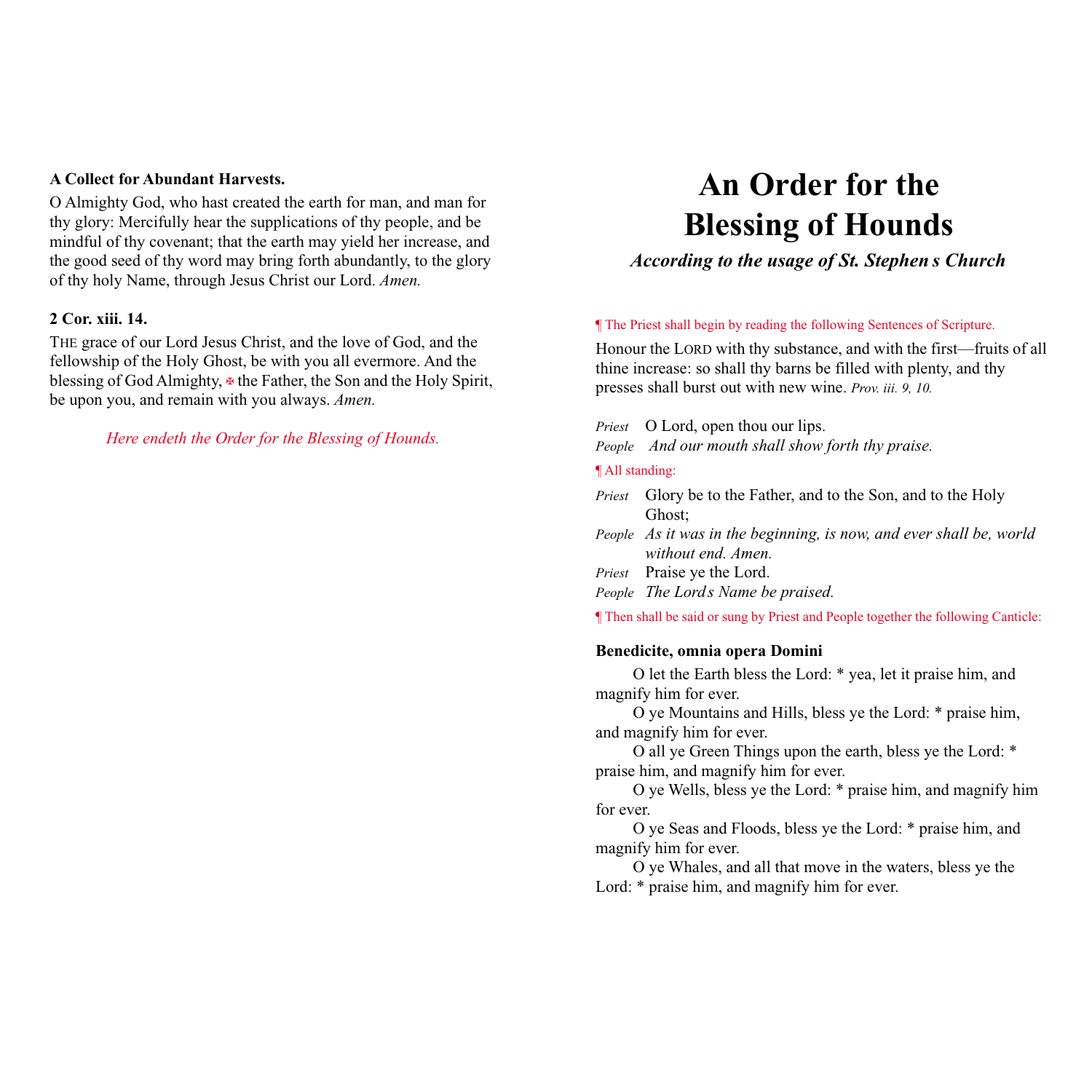**A Collect for Abundant Harvests.**

O Almighty God, who hast created the earth for man, and man for thy glory: Mercifully hear the supplications of thy people, and be mindful of thy covenant; that the earth may yield her increase, and the good seed of thy word may bring forth abundantly, to the glory of thy holy Name, through Jesus Christ our Lord. *Amen.*

**2 Cor. xiii. 14.**

THE grace of our Lord Jesus Christ, and the love of God, and the fellowship of the Holy Ghost, be with you all evermore. And the blessing of God Almighty, ✠ the Father, the Son and the Holy Spirit, be upon you, and remain with you always. *Amen.*

*Here endeth the Order for the Blessing of Hounds.*

# An Order for the Blessing of Hounds

***According to the usage of St. Stephen's Church***

¶ The Priest shall begin by reading the following Sentences of Scripture.

Honour the LORD with thy substance, and with the first—fruits of all thine increase: so shall thy barns be filled with plenty, and thy presses shall burst out with new wine. *Prov. iii. 9, 10.*

*Priest* O Lord, open thou our lips.
*People* *And our mouth shall show forth thy praise.*

¶ All standing:

*Priest* Glory be to the Father, and to the Son, and to the Holy Ghost;
*People* *As it was in the beginning, is now, and ever shall be, world without end. Amen.*
*Priest* Praise ye the Lord.
*People* *The Lord's Name be praised.*

¶ Then shall be said or sung by Priest and People together the following Canticle:

**Benedicite, omnia opera Domini**

O let the Earth bless the Lord: * yea, let it praise him, and magnify him for ever.

O ye Mountains and Hills, bless ye the Lord: * praise him, and magnify him for ever.

O all ye Green Things upon the earth, bless ye the Lord: * praise him, and magnify him for ever.

O ye Wells, bless ye the Lord: * praise him, and magnify him for ever.

O ye Seas and Floods, bless ye the Lord: * praise him, and magnify him for ever.

O ye Whales, and all that move in the waters, bless ye the Lord: * praise him, and magnify him for ever.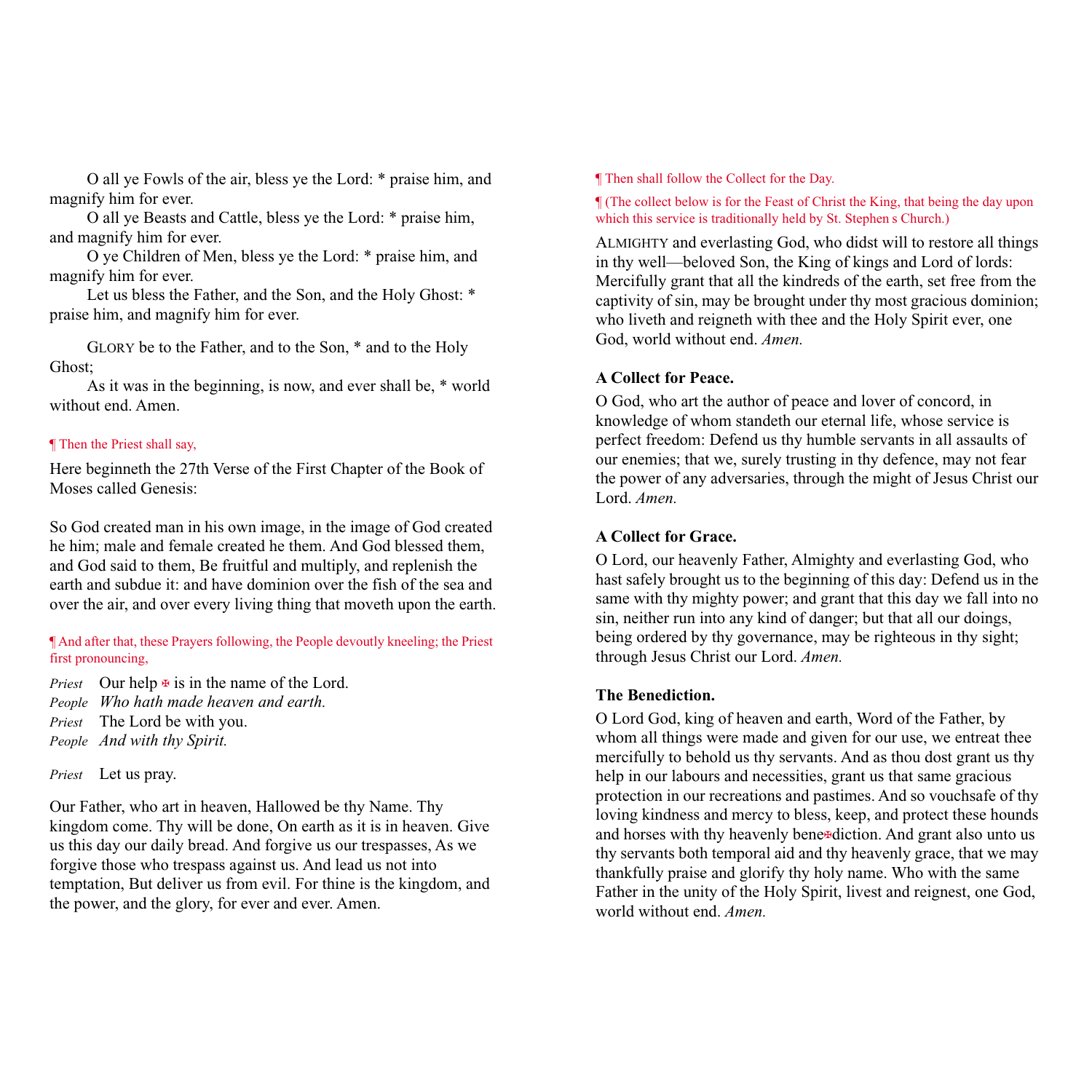O all ye Fowls of the air, bless ye the Lord: * praise him, and magnify him for ever.

O all ye Beasts and Cattle, bless ye the Lord: * praise him, and magnify him for ever.

O ye Children of Men, bless ye the Lord: * praise him, and magnify him for ever.

Let us bless the Father, and the Son, and the Holy Ghost: * praise him, and magnify him for ever.

GLORY be to the Father, and to the Son, * and to the Holy Ghost;

As it was in the beginning, is now, and ever shall be, * world without end. Amen.

¶ Then the Priest shall say,

Here beginneth the 27th Verse of the First Chapter of the Book of Moses called Genesis:

So God created man in his own image, in the image of God created he him; male and female created he them. And God blessed them, and God said to them, Be fruitful and multiply, and replenish the earth and subdue it: and have dominion over the fish of the sea and over the air, and over every living thing that moveth upon the earth.

¶ And after that, these Prayers following, the People devoutly kneeling; the Priest first pronouncing,

*Priest* Our help ✠ is in the name of the Lord.
*People* *Who hath made heaven and earth.*
*Priest* The Lord be with you.
*People* *And with thy Spirit.*

*Priest* Let us pray.

Our Father, who art in heaven, Hallowed be thy Name. Thy kingdom come. Thy will be done, On earth as it is in heaven. Give us this day our daily bread. And forgive us our trespasses, As we forgive those who trespass against us. And lead us not into temptation, But deliver us from evil. For thine is the kingdom, and the power, and the glory, for ever and ever. Amen.

¶ Then shall follow the Collect for the Day.

¶ (The collect below is for the Feast of Christ the King, that being the day upon which this service is traditionally held by St. Stephen s Church.)

ALMIGHTY and everlasting God, who didst will to restore all things in thy well—beloved Son, the King of kings and Lord of lords: Mercifully grant that all the kindreds of the earth, set free from the captivity of sin, may be brought under thy most gracious dominion; who liveth and reigneth with thee and the Holy Spirit ever, one God, world without end. *Amen.*

**A Collect for Peace.**

O God, who art the author of peace and lover of concord, in knowledge of whom standeth our eternal life, whose service is perfect freedom: Defend us thy humble servants in all assaults of our enemies; that we, surely trusting in thy defence, may not fear the power of any adversaries, through the might of Jesus Christ our Lord. *Amen.*

**A Collect for Grace.**

O Lord, our heavenly Father, Almighty and everlasting God, who hast safely brought us to the beginning of this day: Defend us in the same with thy mighty power; and grant that this day we fall into no sin, neither run into any kind of danger; but that all our doings, being ordered by thy governance, may be righteous in thy sight; through Jesus Christ our Lord. *Amen.*

**The Benediction.**

O Lord God, king of heaven and earth, Word of the Father, by whom all things were made and given for our use, we entreat thee mercifully to behold us thy servants. And as thou dost grant us thy help in our labours and necessities, grant us that same gracious protection in our recreations and pastimes. And so vouchsafe of thy loving kindness and mercy to bless, keep, and protect these hounds and horses with thy heavenly bene✠diction. And grant also unto us thy servants both temporal aid and thy heavenly grace, that we may thankfully praise and glorify thy holy name. Who with the same Father in the unity of the Holy Spirit, livest and reignest, one God, world without end. *Amen.*